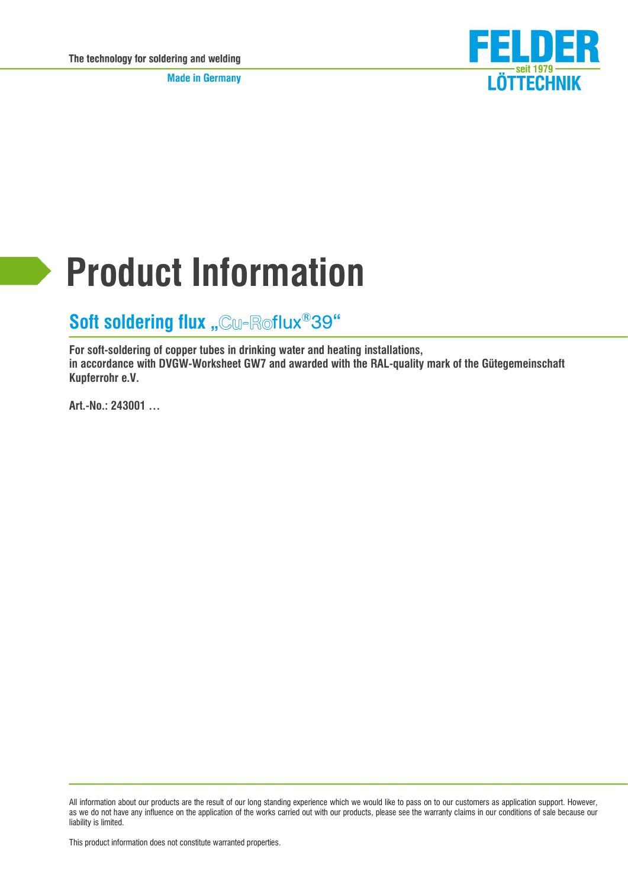The technology for soldering and welding

Made in Germany

FELDER seit 1979 LÖTTECHNIK

# Product Information

## Soft soldering flux „Cu-Roflux®39"

**For soft-soldering of copper tubes in drinking water and heating installations, in accordance with DVGW-Worksheet GW7 and awarded with the RAL-quality mark of the Gütegemeinschaft Kupferrohr e.V.**

**Art.-No.: 243001 …**

All information about our products are the result of our long standing experience which we would like to pass on to our customers as application support. However, as we do not have any influence on the application of the works carried out with our products, please see the warranty claims in our conditions of sale because our liability is limited.

This product information does not constitute warranted properties.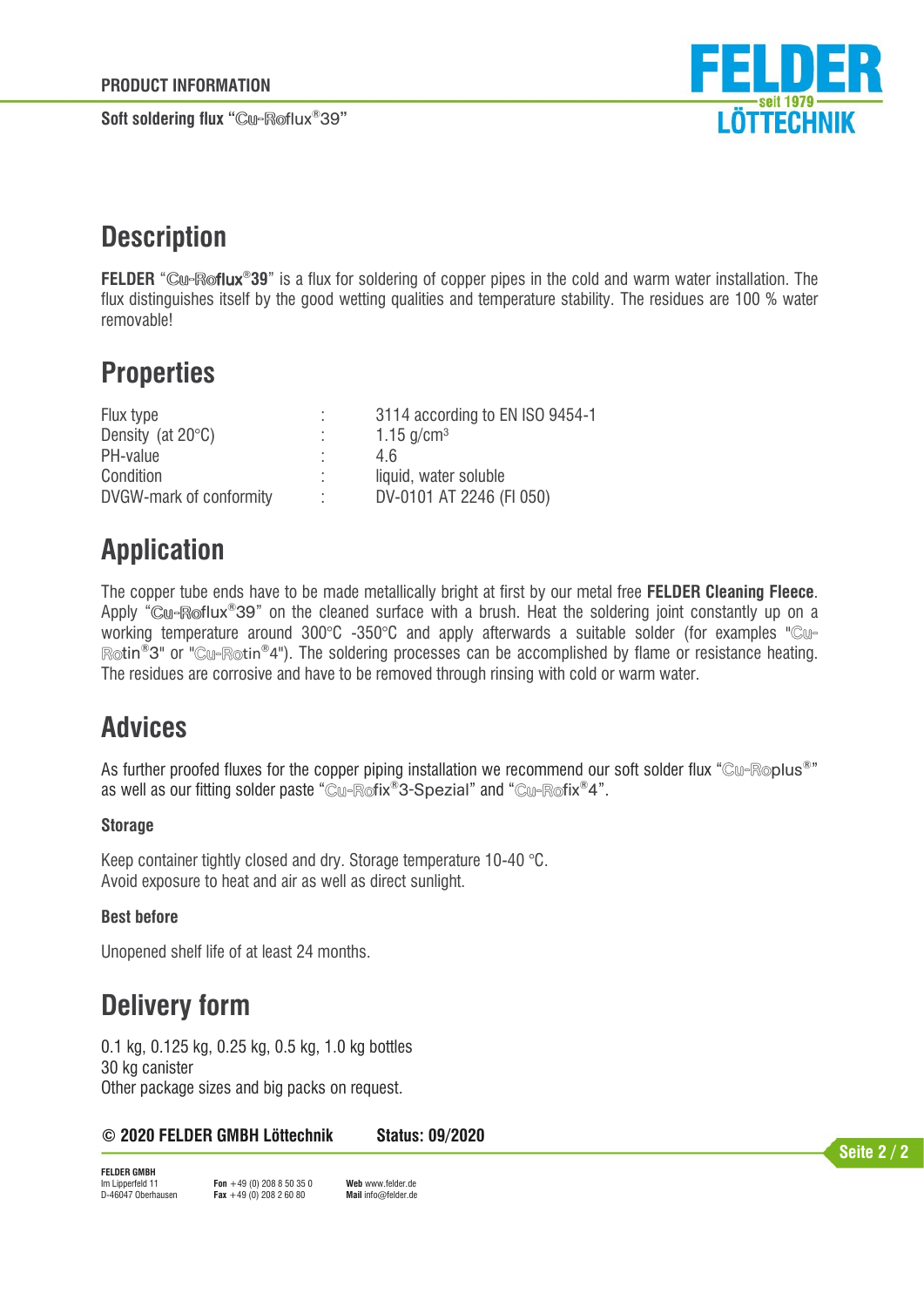# Description

**FELDER** "**Cu-Roflux**®**39**" is a flux for soldering of copper pipes in the cold and warm water installation. The flux distinguishes itself by the good wetting qualities and temperature stability. The residues are 100 % water removable!

# Properties

| | | |
|---|---|---|
| Flux type | : | 3114 according to EN ISO 9454-1 |
| Density (at 20°C) | : | 1.15 g/cm³ |
| PH-value | : | 4.6 |
| Condition | : | liquid, water soluble |
| DVGW-mark of conformity | : | DV-0101 AT 2246 (Fl 050) |

# Application

The copper tube ends have to be made metallically bright at first by our metal free **FELDER Cleaning Fleece**. Apply "Cu-Roflux®39" on the cleaned surface with a brush. Heat the soldering joint constantly up on a working temperature around 300°C -350°C and apply afterwards a suitable solder (for examples "Cu-Rotin®3" or "Cu-Rotin®4"). The soldering processes can be accomplished by flame or resistance heating. The residues are corrosive and have to be removed through rinsing with cold or warm water.

# Advices

As further proofed fluxes for the copper piping installation we recommend our soft solder flux "Cu-Roplus®" as well as our fitting solder paste "Cu-Rofix®3-Spezial" and "Cu-Rofix®4".

### Storage

Keep container tightly closed and dry. Storage temperature 10-40 °C.
Avoid exposure to heat and air as well as direct sunlight.

### Best before

Unopened shelf life of at least 24 months.

# Delivery form

0.1 kg, 0.125 kg, 0.25 kg, 0.5 kg, 1.0 kg bottles
30 kg canister
Other package sizes and big packs on request.

**© 2020 FELDER GMBH Löttechnik** **Status: 09/2020**